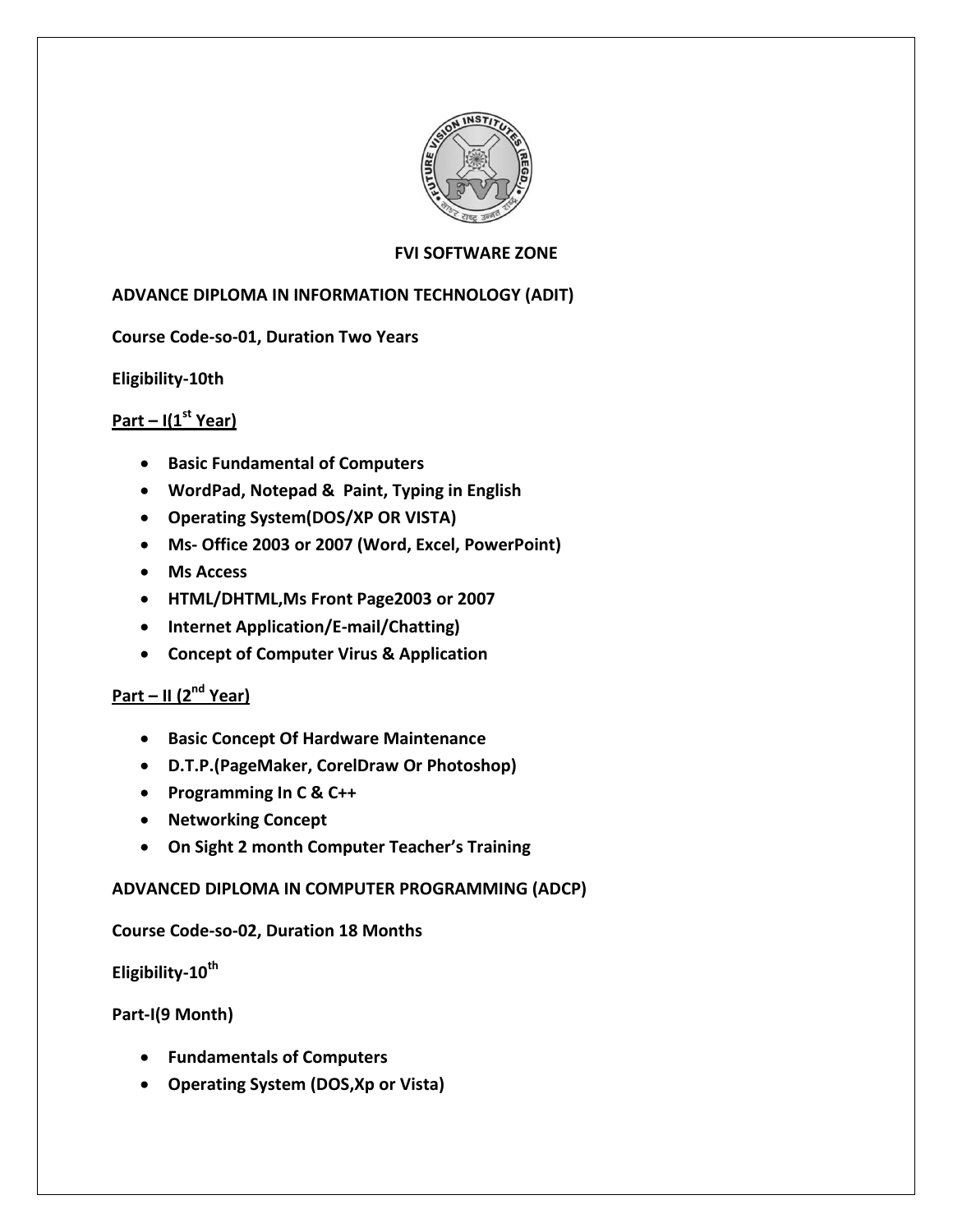# FVI SOFTWARE ZONE

## ADVANCE DIPLOMA IN INFORMATION TECHNOLOGY (ADIT)

**Course Code-so-01, Duration Two Years**

**Eligibility-10th**

### Part – I(1st Year)

- **Basic Fundamental of Computers**
- **WordPad, Notepad & Paint, Typing in English**
- **Operating System(DOS/XP OR VISTA)**
- **Ms- Office 2003 or 2007 (Word, Excel, PowerPoint)**
- **Ms Access**
- **HTML/DHTML,Ms Front Page2003 or 2007**
- **Internet Application/E-mail/Chatting)**
- **Concept of Computer Virus & Application**

### Part – II (2nd Year)

- **Basic Concept Of Hardware Maintenance**
- **D.T.P.(PageMaker, CorelDraw Or Photoshop)**
- **Programming In C & C++**
- **Networking Concept**
- **On Sight 2 month Computer Teacher's Training**

## ADVANCED DIPLOMA IN COMPUTER PROGRAMMING (ADCP)

**Course Code-so-02, Duration 18 Months**

**Eligibility-10th**

**Part-I(9 Month)**

- **Fundamentals of Computers**
- **Operating System (DOS,Xp or Vista)**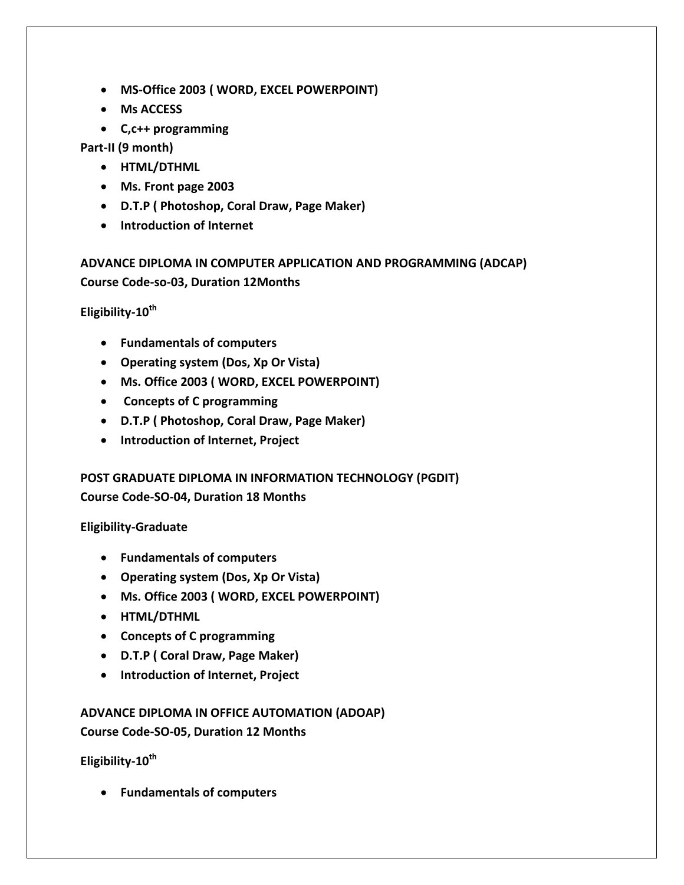- **MS-Office 2003 ( WORD, EXCEL POWERPOINT)**
- **Ms ACCESS**
- **C,c++ programming**

**Part-II (9 month)**

- **HTML/DTHML**
- **Ms. Front page 2003**
- **D.T.P ( Photoshop, Coral Draw, Page Maker)**
- **Introduction of Internet**

**ADVANCE DIPLOMA IN COMPUTER APPLICATION AND PROGRAMMING (ADCAP)**
**Course Code-so-03, Duration 12Months**

**Eligibility-10th**

- **Fundamentals of computers**
- **Operating system (Dos, Xp Or Vista)**
- **Ms. Office 2003 ( WORD, EXCEL POWERPOINT)**
- **Concepts of C programming**
- **D.T.P ( Photoshop, Coral Draw, Page Maker)**
- **Introduction of Internet, Project**

**POST GRADUATE DIPLOMA IN INFORMATION TECHNOLOGY (PGDIT)**
**Course Code-SO-04, Duration 18 Months**

**Eligibility-Graduate**

- **Fundamentals of computers**
- **Operating system (Dos, Xp Or Vista)**
- **Ms. Office 2003 ( WORD, EXCEL POWERPOINT)**
- **HTML/DTHML**
- **Concepts of C programming**
- **D.T.P ( Coral Draw, Page Maker)**
- **Introduction of Internet, Project**

**ADVANCE DIPLOMA IN OFFICE AUTOMATION (ADOAP)**
**Course Code-SO-05, Duration 12 Months**

**Eligibility-10th**

- **Fundamentals of computers**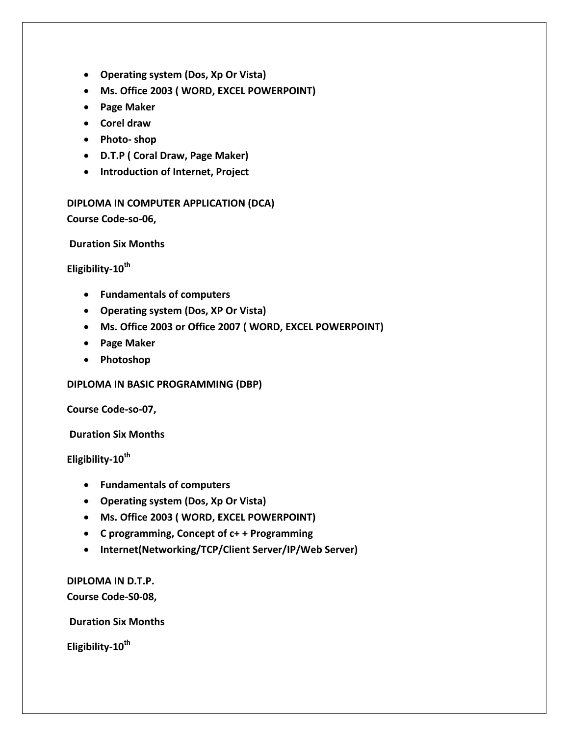- **Operating system (Dos, Xp Or Vista)**
- **Ms. Office 2003 ( WORD, EXCEL POWERPOINT)**
- **Page Maker**
- **Corel draw**
- **Photo- shop**
- **D.T.P ( Coral Draw, Page Maker)**
- **Introduction of Internet, Project**

**DIPLOMA IN COMPUTER APPLICATION (DCA)**
**Course Code-so-06,**

**Duration Six Months**

**Eligibility-10th**

- **Fundamentals of computers**
- **Operating system (Dos, XP Or Vista)**
- **Ms. Office 2003 or Office 2007 ( WORD, EXCEL POWERPOINT)**
- **Page Maker**
- **Photoshop**

**DIPLOMA IN BASIC PROGRAMMING (DBP)**

**Course Code-so-07,**

**Duration Six Months**

**Eligibility-10th**

- **Fundamentals of computers**
- **Operating system (Dos, Xp Or Vista)**
- **Ms. Office 2003 ( WORD, EXCEL POWERPOINT)**
- **C programming, Concept of c+ + Programming**
- **Internet(Networking/TCP/Client Server/IP/Web Server)**

**DIPLOMA IN D.T.P.**
**Course Code-S0-08,**

**Duration Six Months**

**Eligibility-10th**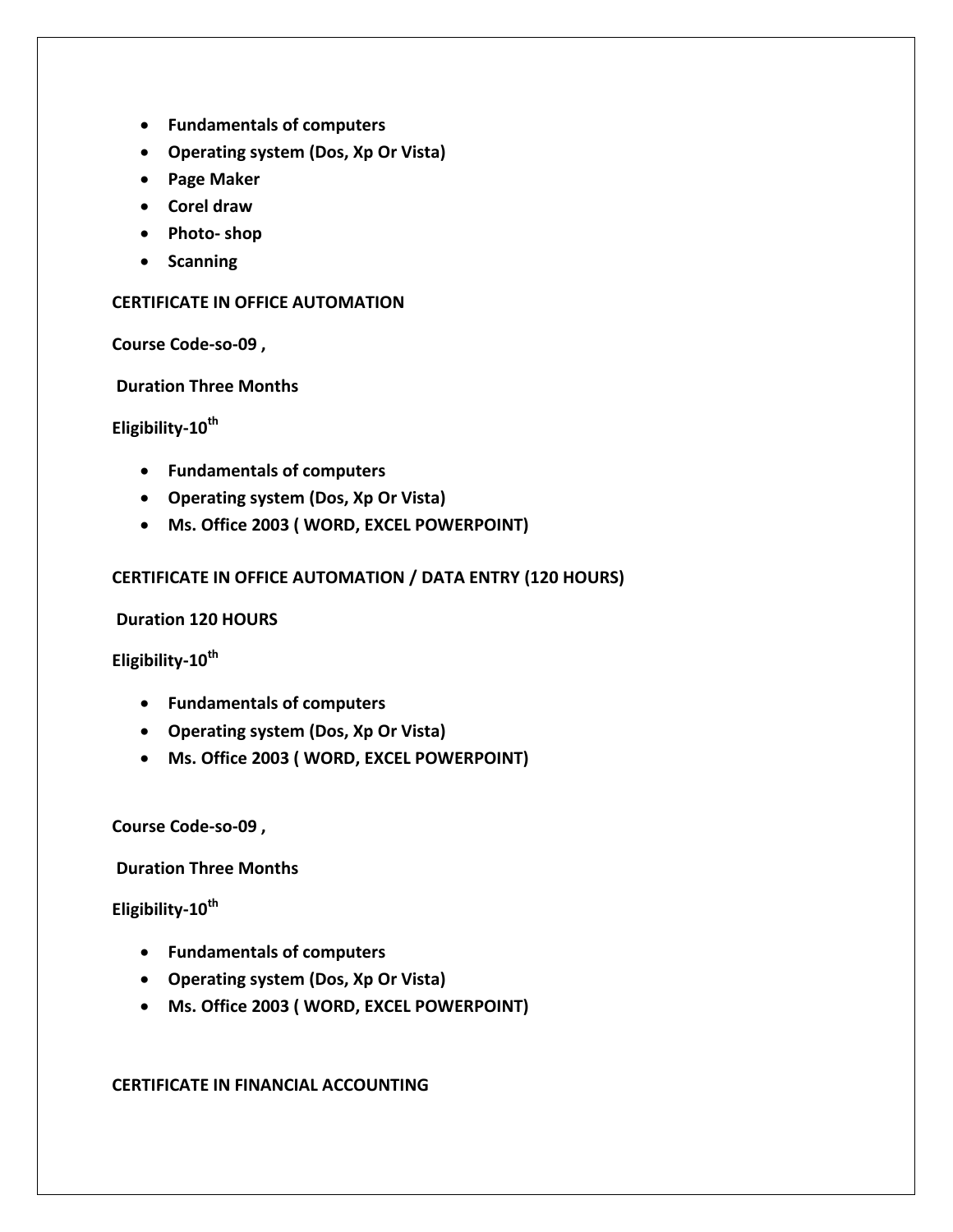- **Fundamentals of computers**
- **Operating system (Dos, Xp Or Vista)**
- **Page Maker**
- **Corel draw**
- **Photo- shop**
- **Scanning**

**CERTIFICATE IN OFFICE AUTOMATION**

**Course Code-so-09 ,**

**Duration Three Months**

**Eligibility-10th**

- **Fundamentals of computers**
- **Operating system (Dos, Xp Or Vista)**
- **Ms. Office 2003 ( WORD, EXCEL POWERPOINT)**

**CERTIFICATE IN OFFICE AUTOMATION / DATA ENTRY (120 HOURS)**

**Duration 120 HOURS**

**Eligibility-10th**

- **Fundamentals of computers**
- **Operating system (Dos, Xp Or Vista)**
- **Ms. Office 2003 ( WORD, EXCEL POWERPOINT)**

**Course Code-so-09 ,**

**Duration Three Months**

**Eligibility-10th**

- **Fundamentals of computers**
- **Operating system (Dos, Xp Or Vista)**
- **Ms. Office 2003 ( WORD, EXCEL POWERPOINT)**

**CERTIFICATE IN FINANCIAL ACCOUNTING**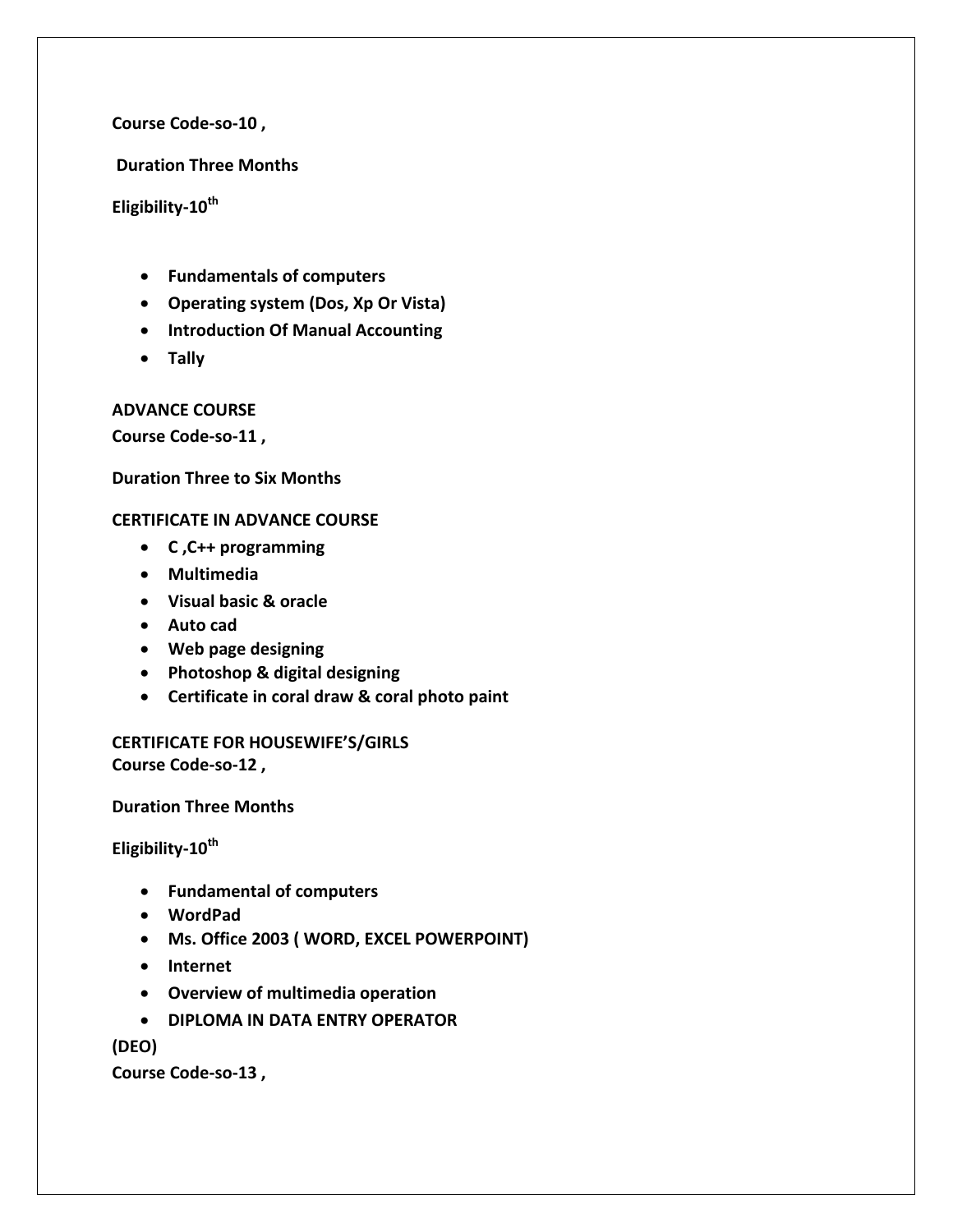**Course Code-so-10 ,**

**Duration Three Months**

**Eligibility-10th**

- **Fundamentals of computers**
- **Operating system (Dos, Xp Or Vista)**
- **Introduction Of Manual Accounting**
- **Tally**

**ADVANCE COURSE**

**Course Code-so-11 ,**

**Duration Three to Six Months**

**CERTIFICATE IN ADVANCE COURSE**

- **C ,C++ programming**
- **Multimedia**
- **Visual basic & oracle**
- **Auto cad**
- **Web page designing**
- **Photoshop & digital designing**
- **Certificate in coral draw & coral photo paint**

**CERTIFICATE FOR HOUSEWIFE'S/GIRLS**

**Course Code-so-12 ,**

**Duration Three Months**

**Eligibility-10th**

- **Fundamental of computers**
- **WordPad**
- **Ms. Office 2003 ( WORD, EXCEL POWERPOINT)**
- **Internet**
- **Overview of multimedia operation**
- **DIPLOMA IN DATA ENTRY OPERATOR**

**(DEO)**

**Course Code-so-13 ,**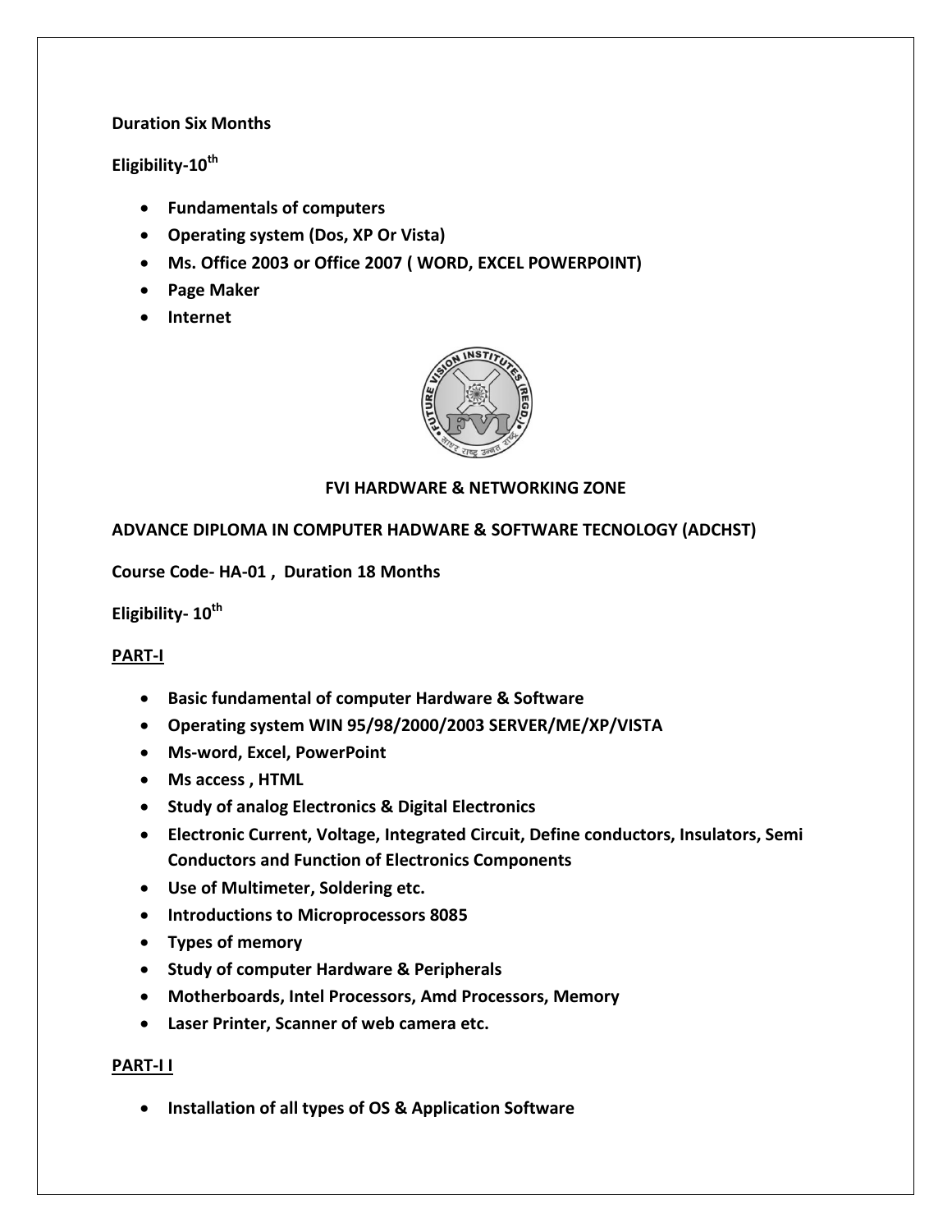**Duration Six Months**

**Eligibility-10th**

- **Fundamentals of computers**
- **Operating system (Dos, XP Or Vista)**
- **Ms. Office 2003 or Office 2007 ( WORD, EXCEL POWERPOINT)**
- **Page Maker**
- **Internet**

**FVI HARDWARE & NETWORKING ZONE**

**ADVANCE DIPLOMA IN COMPUTER HADWARE & SOFTWARE TECNOLOGY (ADCHST)**

**Course Code- HA-01 , Duration 18 Months**

**Eligibility- 10th**

**PART-I**

- **Basic fundamental of computer Hardware & Software**
- **Operating system WIN 95/98/2000/2003 SERVER/ME/XP/VISTA**
- **Ms-word, Excel, PowerPoint**
- **Ms access , HTML**
- **Study of analog Electronics & Digital Electronics**
- **Electronic Current, Voltage, Integrated Circuit, Define conductors, Insulators, Semi Conductors and Function of Electronics Components**
- **Use of Multimeter, Soldering etc.**
- **Introductions to Microprocessors 8085**
- **Types of memory**
- **Study of computer Hardware & Peripherals**
- **Motherboards, Intel Processors, Amd Processors, Memory**
- **Laser Printer, Scanner of web camera etc.**

**PART-I I**

- **Installation of all types of OS & Application Software**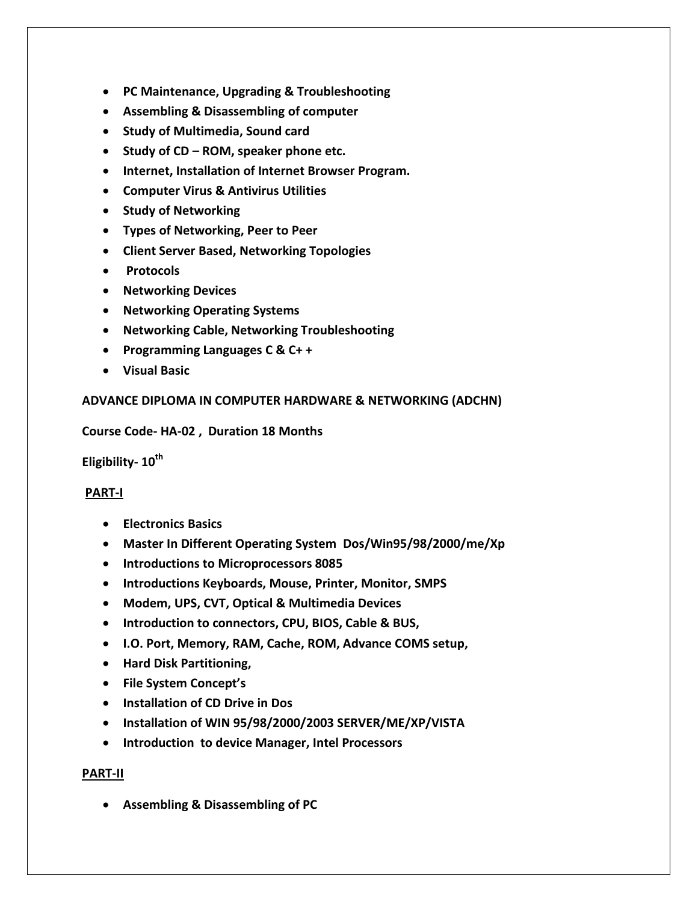- **PC Maintenance, Upgrading & Troubleshooting**
- **Assembling & Disassembling of computer**
- **Study of Multimedia, Sound card**
- **Study of CD – ROM, speaker phone etc.**
- **Internet, Installation of Internet Browser Program.**
- **Computer Virus & Antivirus Utilities**
- **Study of Networking**
- **Types of Networking, Peer to Peer**
- **Client Server Based, Networking Topologies**
- **Protocols**
- **Networking Devices**
- **Networking Operating Systems**
- **Networking Cable, Networking Troubleshooting**
- **Programming Languages C & C+ +**
- **Visual Basic**

**ADVANCE DIPLOMA IN COMPUTER HARDWARE & NETWORKING (ADCHN)**

**Course Code- HA-02 , Duration 18 Months**

**Eligibility- 10th**

**PART-I**

- **Electronics Basics**
- **Master In Different Operating System Dos/Win95/98/2000/me/Xp**
- **Introductions to Microprocessors 8085**
- **Introductions Keyboards, Mouse, Printer, Monitor, SMPS**
- **Modem, UPS, CVT, Optical & Multimedia Devices**
- **Introduction to connectors, CPU, BIOS, Cable & BUS,**
- **I.O. Port, Memory, RAM, Cache, ROM, Advance COMS setup,**
- **Hard Disk Partitioning,**
- **File System Concept's**
- **Installation of CD Drive in Dos**
- **Installation of WIN 95/98/2000/2003 SERVER/ME/XP/VISTA**
- **Introduction to device Manager, Intel Processors**

**PART-II**

- **Assembling & Disassembling of PC**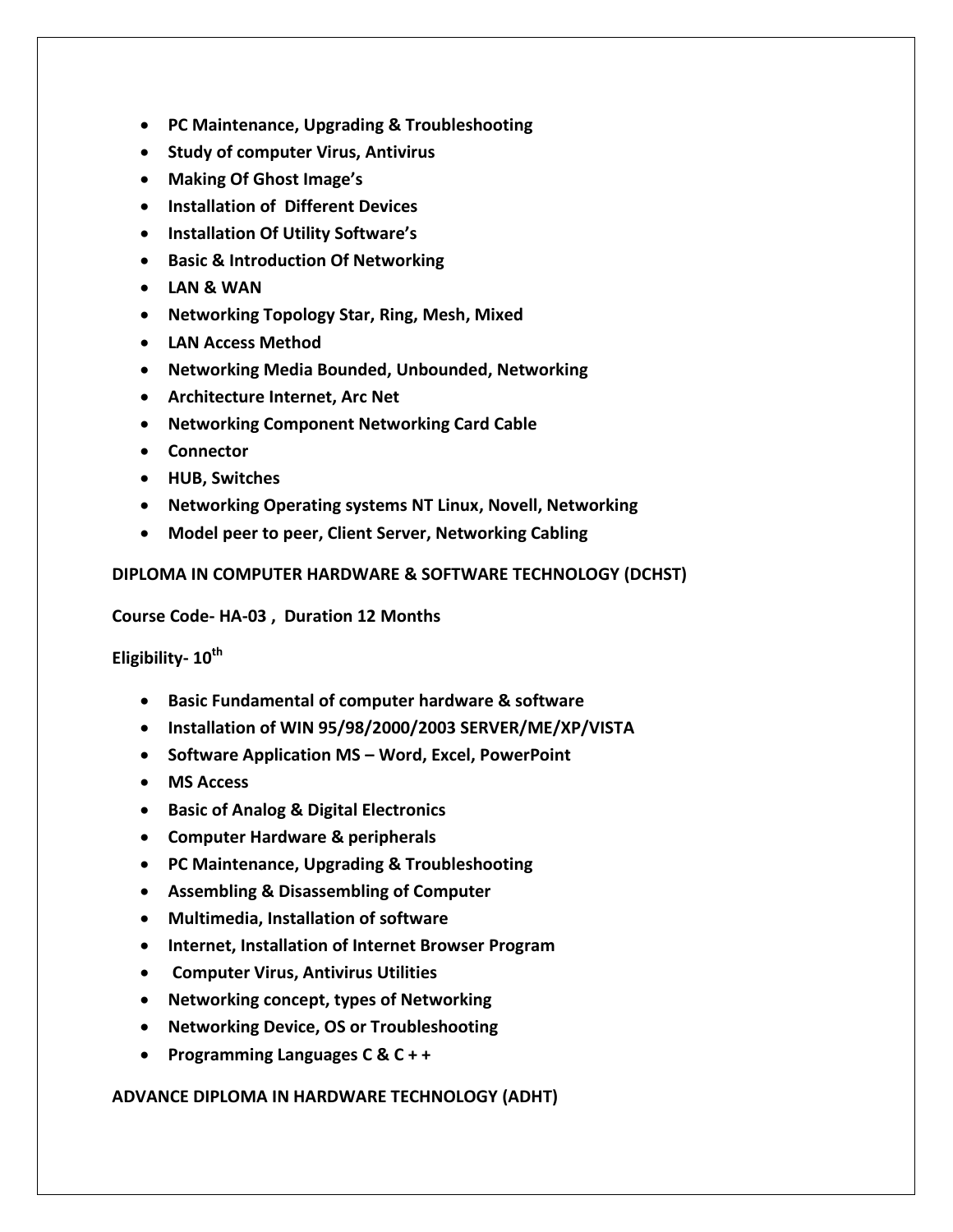- **PC Maintenance, Upgrading & Troubleshooting**
- **Study of computer Virus, Antivirus**
- **Making Of Ghost Image's**
- **Installation of Different Devices**
- **Installation Of Utility Software's**
- **Basic & Introduction Of Networking**
- **LAN & WAN**
- **Networking Topology Star, Ring, Mesh, Mixed**
- **LAN Access Method**
- **Networking Media Bounded, Unbounded, Networking**
- **Architecture Internet, Arc Net**
- **Networking Component Networking Card Cable**
- **Connector**
- **HUB, Switches**
- **Networking Operating systems NT Linux, Novell, Networking**
- **Model peer to peer, Client Server, Networking Cabling**

**DIPLOMA IN COMPUTER HARDWARE & SOFTWARE TECHNOLOGY (DCHST)**

**Course Code- HA-03 , Duration 12 Months**

**Eligibility- 10th**

- **Basic Fundamental of computer hardware & software**
- **Installation of WIN 95/98/2000/2003 SERVER/ME/XP/VISTA**
- **Software Application MS – Word, Excel, PowerPoint**
- **MS Access**
- **Basic of Analog & Digital Electronics**
- **Computer Hardware & peripherals**
- **PC Maintenance, Upgrading & Troubleshooting**
- **Assembling & Disassembling of Computer**
- **Multimedia, Installation of software**
- **Internet, Installation of Internet Browser Program**
- **Computer Virus, Antivirus Utilities**
- **Networking concept, types of Networking**
- **Networking Device, OS or Troubleshooting**
- **Programming Languages C & C + +**

**ADVANCE DIPLOMA IN HARDWARE TECHNOLOGY (ADHT)**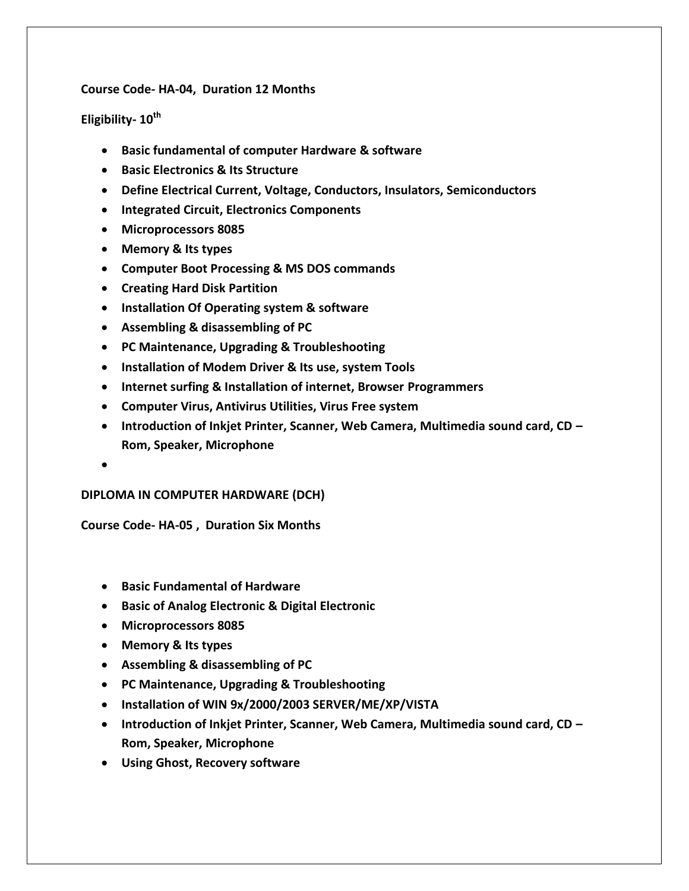**Course Code- HA-04, Duration 12 Months**

**Eligibility- 10th**

- **Basic fundamental of computer Hardware & software**
- **Basic Electronics & Its Structure**
- **Define Electrical Current, Voltage, Conductors, Insulators, Semiconductors**
- **Integrated Circuit, Electronics Components**
- **Microprocessors 8085**
- **Memory & Its types**
- **Computer Boot Processing & MS DOS commands**
- **Creating Hard Disk Partition**
- **Installation Of Operating system & software**
- **Assembling & disassembling of PC**
- **PC Maintenance, Upgrading & Troubleshooting**
- **Installation of Modem Driver & Its use, system Tools**
- **Internet surfing & Installation of internet, Browser Programmers**
- **Computer Virus, Antivirus Utilities, Virus Free system**
- **Introduction of Inkjet Printer, Scanner, Web Camera, Multimedia sound card, CD – Rom, Speaker, Microphone**

**DIPLOMA IN COMPUTER HARDWARE (DCH)**

**Course Code- HA-05 , Duration Six Months**

- **Basic Fundamental of Hardware**
- **Basic of Analog Electronic & Digital Electronic**
- **Microprocessors 8085**
- **Memory & Its types**
- **Assembling & disassembling of PC**
- **PC Maintenance, Upgrading & Troubleshooting**
- **Installation of WIN 9x/2000/2003 SERVER/ME/XP/VISTA**
- **Introduction of Inkjet Printer, Scanner, Web Camera, Multimedia sound card, CD – Rom, Speaker, Microphone**
- **Using Ghost, Recovery software**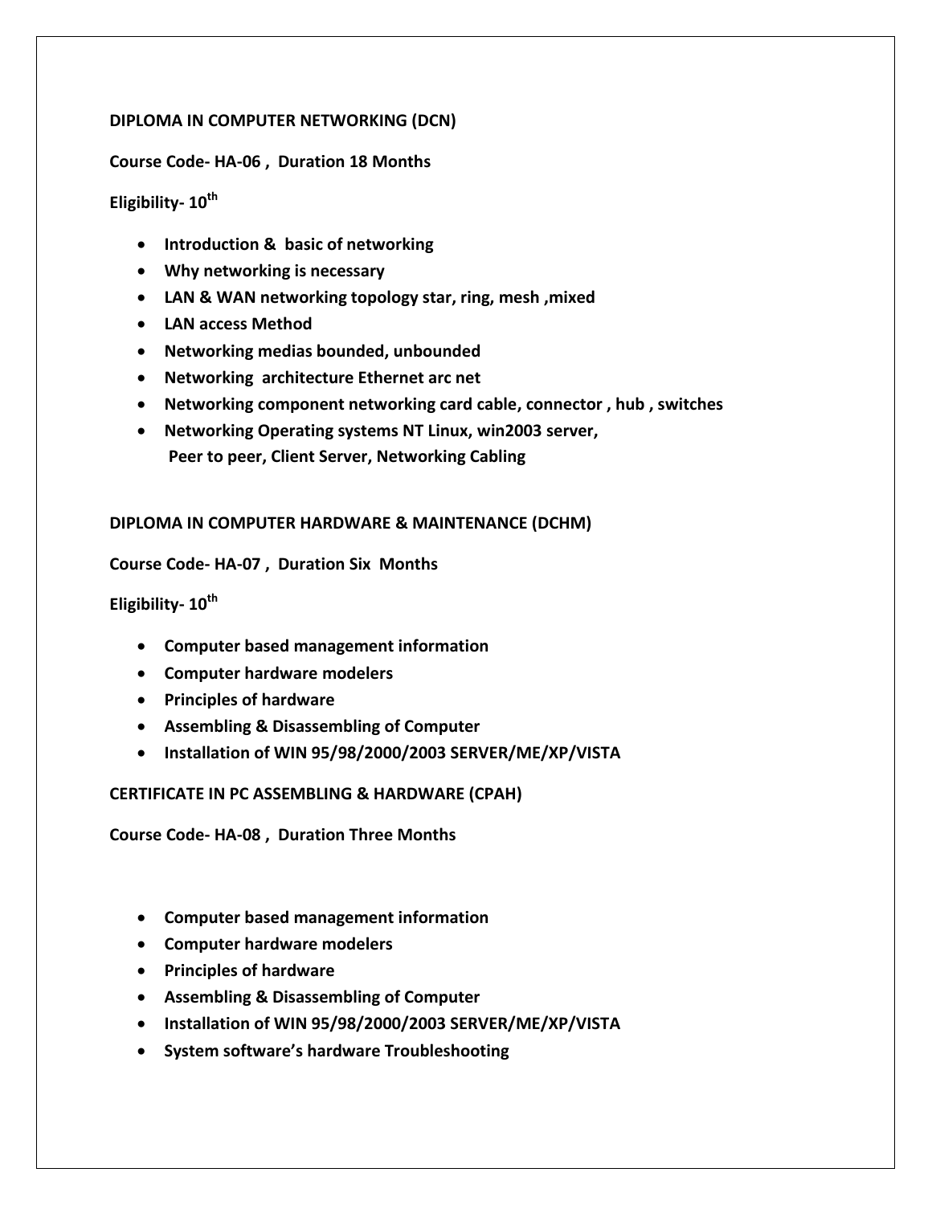**DIPLOMA IN COMPUTER NETWORKING (DCN)**

**Course Code- HA-06 , Duration 18 Months**

**Eligibility- 10th**

- **Introduction & basic of networking**
- **Why networking is necessary**
- **LAN & WAN networking topology star, ring, mesh ,mixed**
- **LAN access Method**
- **Networking medias bounded, unbounded**
- **Networking architecture Ethernet arc net**
- **Networking component networking card cable, connector , hub , switches**
- **Networking Operating systems NT Linux, win2003 server, Peer to peer, Client Server, Networking Cabling**

**DIPLOMA IN COMPUTER HARDWARE & MAINTENANCE (DCHM)**

**Course Code- HA-07 , Duration Six Months**

**Eligibility- 10th**

- **Computer based management information**
- **Computer hardware modelers**
- **Principles of hardware**
- **Assembling & Disassembling of Computer**
- **Installation of WIN 95/98/2000/2003 SERVER/ME/XP/VISTA**

**CERTIFICATE IN PC ASSEMBLING & HARDWARE (CPAH)**

**Course Code- HA-08 , Duration Three Months**

- **Computer based management information**
- **Computer hardware modelers**
- **Principles of hardware**
- **Assembling & Disassembling of Computer**
- **Installation of WIN 95/98/2000/2003 SERVER/ME/XP/VISTA**
- **System software's hardware Troubleshooting**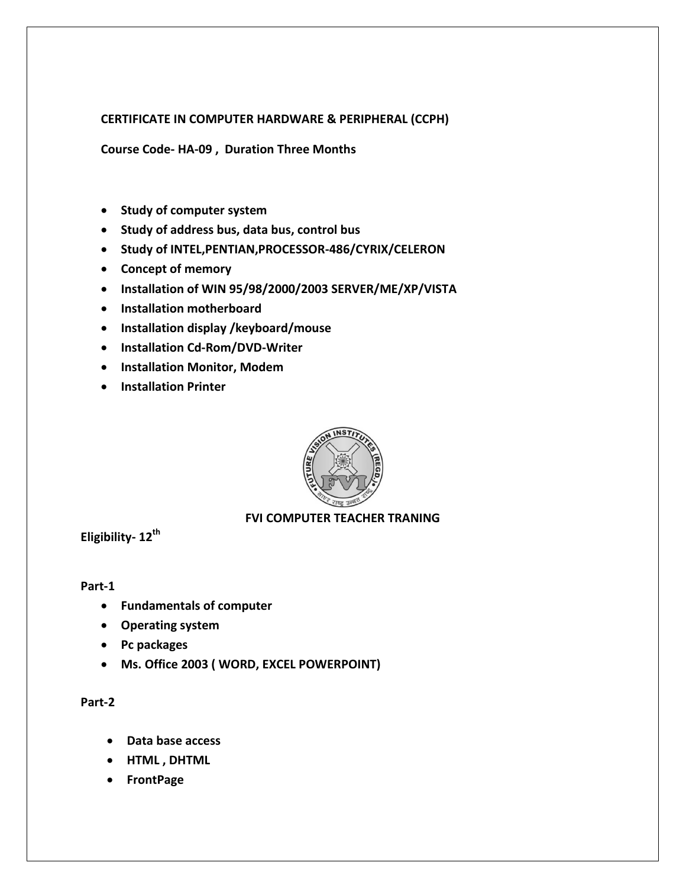**CERTIFICATE IN COMPUTER HARDWARE & PERIPHERAL (CCPH)**

**Course Code- HA-09 , Duration Three Months**

- **Study of computer system**
- **Study of address bus, data bus, control bus**
- **Study of INTEL,PENTIAN,PROCESSOR-486/CYRIX/CELERON**
- **Concept of memory**
- **Installation of WIN 95/98/2000/2003 SERVER/ME/XP/VISTA**
- **Installation motherboard**
- **Installation display /keyboard/mouse**
- **Installation Cd-Rom/DVD-Writer**
- **Installation Monitor, Modem**
- **Installation Printer**

**FVI COMPUTER TEACHER TRANING**

**Eligibility- 12th**

**Part-1**

- **Fundamentals of computer**
- **Operating system**
- **Pc packages**
- **Ms. Office 2003 ( WORD, EXCEL POWERPOINT)**

**Part-2**

- **Data base access**
- **HTML , DHTML**
- **FrontPage**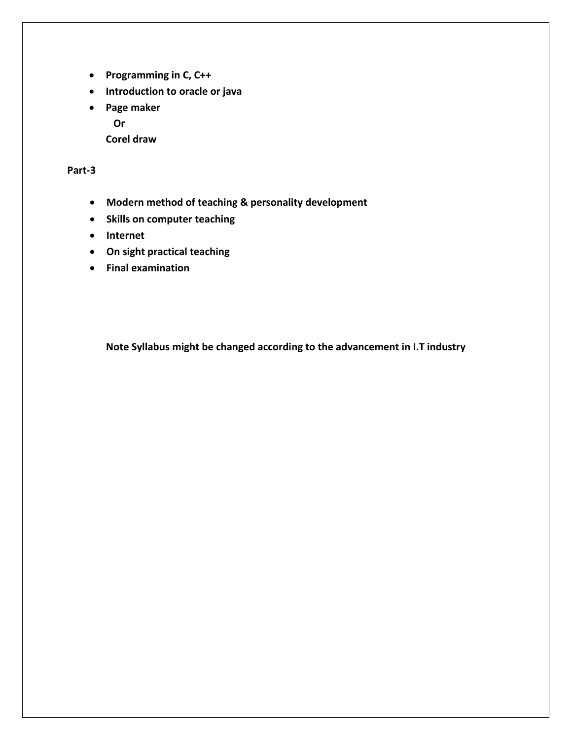- **Programming in C, C++**
- **Introduction to oracle or java**
- **Page maker**
  **Or**
  **Corel draw**

**Part-3**

- **Modern method of teaching & personality development**
- **Skills on computer teaching**
- **Internet**
- **On sight practical teaching**
- **Final examination**

**Note Syllabus might be changed according to the advancement in I.T industry**